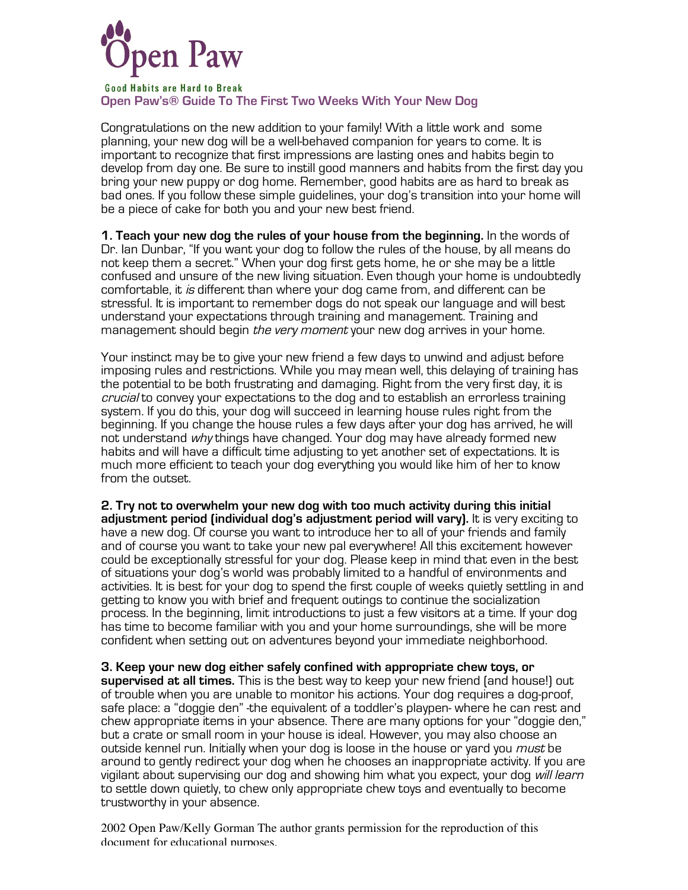# Open Paw

**Good Habits are Hard to Break**

## Open Paw's® Guide To The First Two Weeks With Your New Dog

Congratulations on the new addition to your family! With a little work and some planning, your new dog will be a well-behaved companion for years to come. It is important to recognize that first impressions are lasting ones and habits begin to develop from day one. Be sure to instill good manners and habits from the first day you bring your new puppy or dog home. Remember, good habits are as hard to break as bad ones. If you follow these simple guidelines, your dog's transition into your home will be a piece of cake for both you and your new best friend.

**1. Teach your new dog the rules of your house from the beginning.** In the words of Dr. Ian Dunbar, "If you want your dog to follow the rules of the house, by all means do not keep them a secret." When your dog first gets home, he or she may be a little confused and unsure of the new living situation. Even though your home is undoubtedly comfortable, it *is* different than where your dog came from, and different can be stressful. It is important to remember dogs do not speak our language and will best understand your expectations through training and management. Training and management should begin *the very moment* your new dog arrives in your home.

Your instinct may be to give your new friend a few days to unwind and adjust before imposing rules and restrictions. While you may mean well, this delaying of training has the potential to be both frustrating and damaging. Right from the very first day, it is *crucial* to convey your expectations to the dog and to establish an errorless training system. If you do this, your dog will succeed in learning house rules right from the beginning. If you change the house rules a few days after your dog has arrived, he will not understand *why* things have changed. Your dog may have already formed new habits and will have a difficult time adjusting to yet another set of expectations. It is much more efficient to teach your dog everything you would like him of her to know from the outset.

**2. Try not to overwhelm your new dog with too much activity during this initial adjustment period (individual dog's adjustment period will vary).** It is very exciting to have a new dog. Of course you want to introduce her to all of your friends and family and of course you want to take your new pal everywhere! All this excitement however could be exceptionally stressful for your dog. Please keep in mind that even in the best of situations your dog's world was probably limited to a handful of environments and activities. It is best for your dog to spend the first couple of weeks quietly settling in and getting to know you with brief and frequent outings to continue the socialization process. In the beginning, limit introductions to just a few visitors at a time. If your dog has time to become familiar with you and your home surroundings, she will be more confident when setting out on adventures beyond your immediate neighborhood.

**3. Keep your new dog either safely confined with appropriate chew toys, or supervised at all times.** This is the best way to keep your new friend (and house!) out of trouble when you are unable to monitor his actions. Your dog requires a dog-proof, safe place: a "doggie den" -the equivalent of a toddler's playpen- where he can rest and chew appropriate items in your absence. There are many options for your "doggie den," but a crate or small room in your house is ideal. However, you may also choose an outside kennel run. Initially when your dog is loose in the house or yard you *must* be around to gently redirect your dog when he chooses an inappropriate activity. If you are vigilant about supervising our dog and showing him what you expect, your dog *will learn* to settle down quietly, to chew only appropriate chew toys and eventually to become trustworthy in your absence.

2002 Open Paw/Kelly Gorman The author grants permission for the reproduction of this document for educational purposes.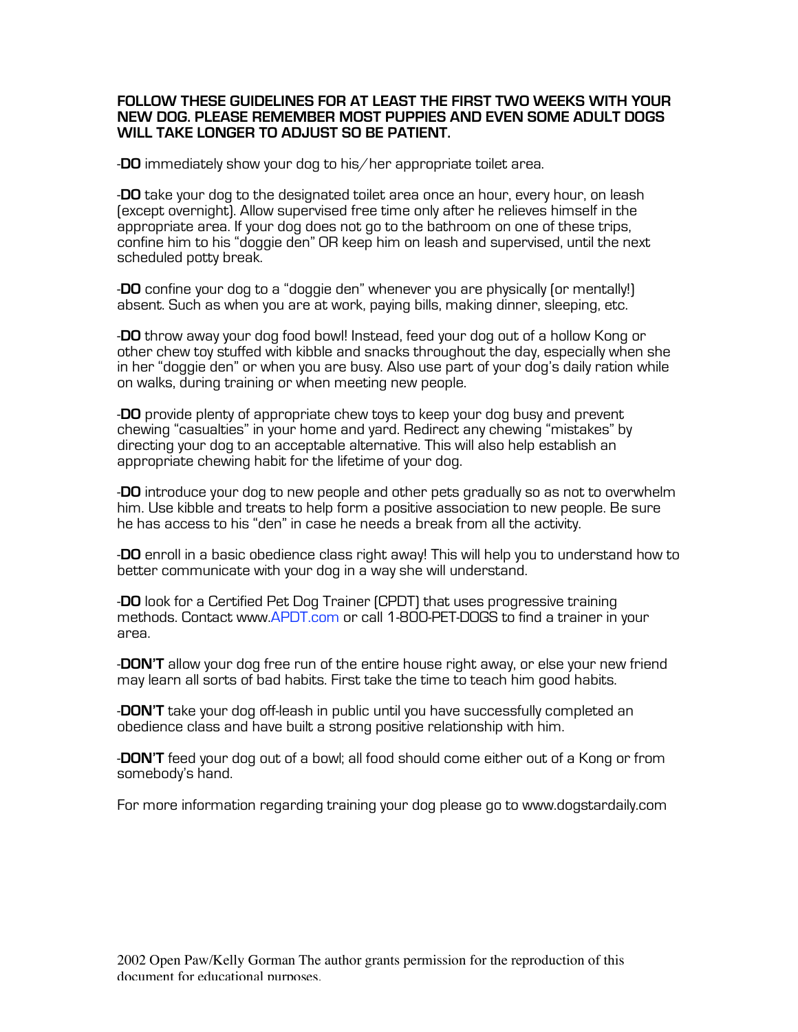**FOLLOW THESE GUIDELINES FOR AT LEAST THE FIRST TWO WEEKS WITH YOUR NEW DOG. PLEASE REMEMBER MOST PUPPIES AND EVEN SOME ADULT DOGS WILL TAKE LONGER TO ADJUST SO BE PATIENT.**

-**DO** immediately show your dog to his/her appropriate toilet area.

-**DO** take your dog to the designated toilet area once an hour, every hour, on leash (except overnight). Allow supervised free time only after he relieves himself in the appropriate area. If your dog does not go to the bathroom on one of these trips, confine him to his "doggie den" OR keep him on leash and supervised, until the next scheduled potty break.

-**DO** confine your dog to a "doggie den" whenever you are physically (or mentally!) absent. Such as when you are at work, paying bills, making dinner, sleeping, etc.

-**DO** throw away your dog food bowl! Instead, feed your dog out of a hollow Kong or other chew toy stuffed with kibble and snacks throughout the day, especially when she in her "doggie den" or when you are busy. Also use part of your dog's daily ration while on walks, during training or when meeting new people.

-**DO** provide plenty of appropriate chew toys to keep your dog busy and prevent chewing "casualties" in your home and yard. Redirect any chewing "mistakes" by directing your dog to an acceptable alternative. This will also help establish an appropriate chewing habit for the lifetime of your dog.

-**DO** introduce your dog to new people and other pets gradually so as not to overwhelm him. Use kibble and treats to help form a positive association to new people. Be sure he has access to his "den" in case he needs a break from all the activity.

-**DO** enroll in a basic obedience class right away! This will help you to understand how to better communicate with your dog in a way she will understand.

-**DO** look for a Certified Pet Dog Trainer (CPDT) that uses progressive training methods. Contact www.APDT.com or call 1-800-PET-DOGS to find a trainer in your area.

-**DON'T** allow your dog free run of the entire house right away, or else your new friend may learn all sorts of bad habits. First take the time to teach him good habits.

-**DON'T** take your dog off-leash in public until you have successfully completed an obedience class and have built a strong positive relationship with him.

-**DON'T** feed your dog out of a bowl; all food should come either out of a Kong or from somebody's hand.

For more information regarding training your dog please go to www.dogstardaily.com

2002 Open Paw/Kelly Gorman The author grants permission for the reproduction of this document for educational purposes.